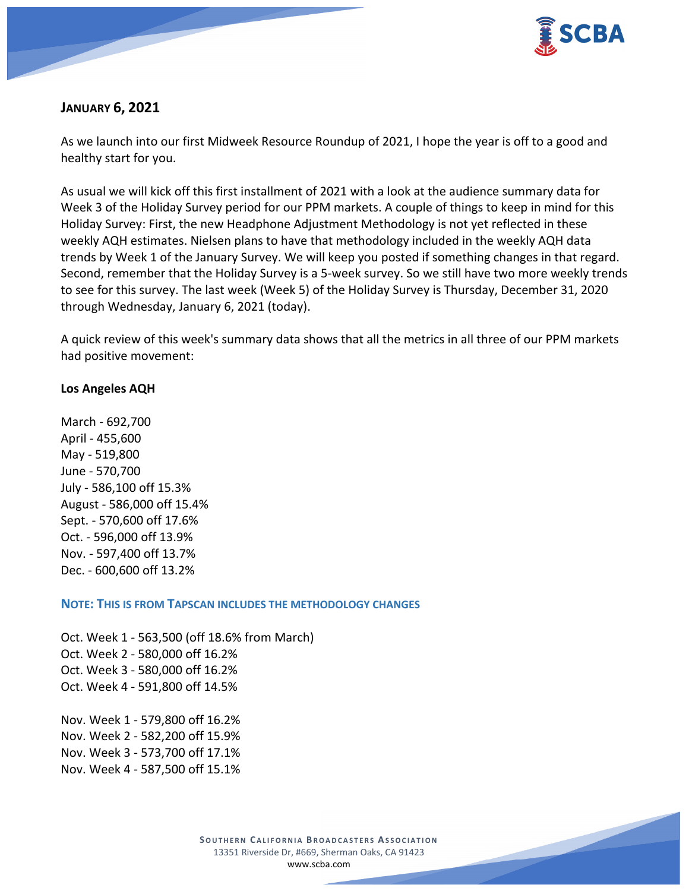**JANUARY 6, 2021**

As we launch into our first Midweek Resource Roundup of 2021, I hope the year is off to a good and healthy start for you.

As usual we will kick off this first installment of 2021 with a look at the audience summary data for Week 3 of the Holiday Survey period for our PPM markets. A couple of things to keep in mind for this Holiday Survey: First, the new Headphone Adjustment Methodology is not yet reflected in these weekly AQH estimates. Nielsen plans to have that methodology included in the weekly AQH data trends by Week 1 of the January Survey. We will keep you posted if something changes in that regard. Second, remember that the Holiday Survey is a 5-week survey. So we still have two more weekly trends to see for this survey. The last week (Week 5) of the Holiday Survey is Thursday, December 31, 2020 through Wednesday, January 6, 2021 (today).

A quick review of this week's summary data shows that all the metrics in all three of our PPM markets had positive movement:

**Los Angeles AQH**

March - 692,700
April - 455,600
May - 519,800
June - 570,700
July - 586,100 off 15.3%
August - 586,000 off 15.4%
Sept. - 570,600 off 17.6%
Oct. - 596,000 off 13.9%
Nov. - 597,400 off 13.7%
Dec. - 600,600 off 13.2%

**NOTE: THIS IS FROM TAPSCAN INCLUDES THE METHODOLOGY CHANGES**

Oct. Week 1 - 563,500 (off 18.6% from March)
Oct. Week 2 - 580,000 off 16.2%
Oct. Week 3 - 580,000 off 16.2%
Oct. Week 4 - 591,800 off 14.5%

Nov. Week 1 - 579,800 off 16.2%
Nov. Week 2 - 582,200 off 15.9%
Nov. Week 3 - 573,700 off 17.1%
Nov. Week 4 - 587,500 off 15.1%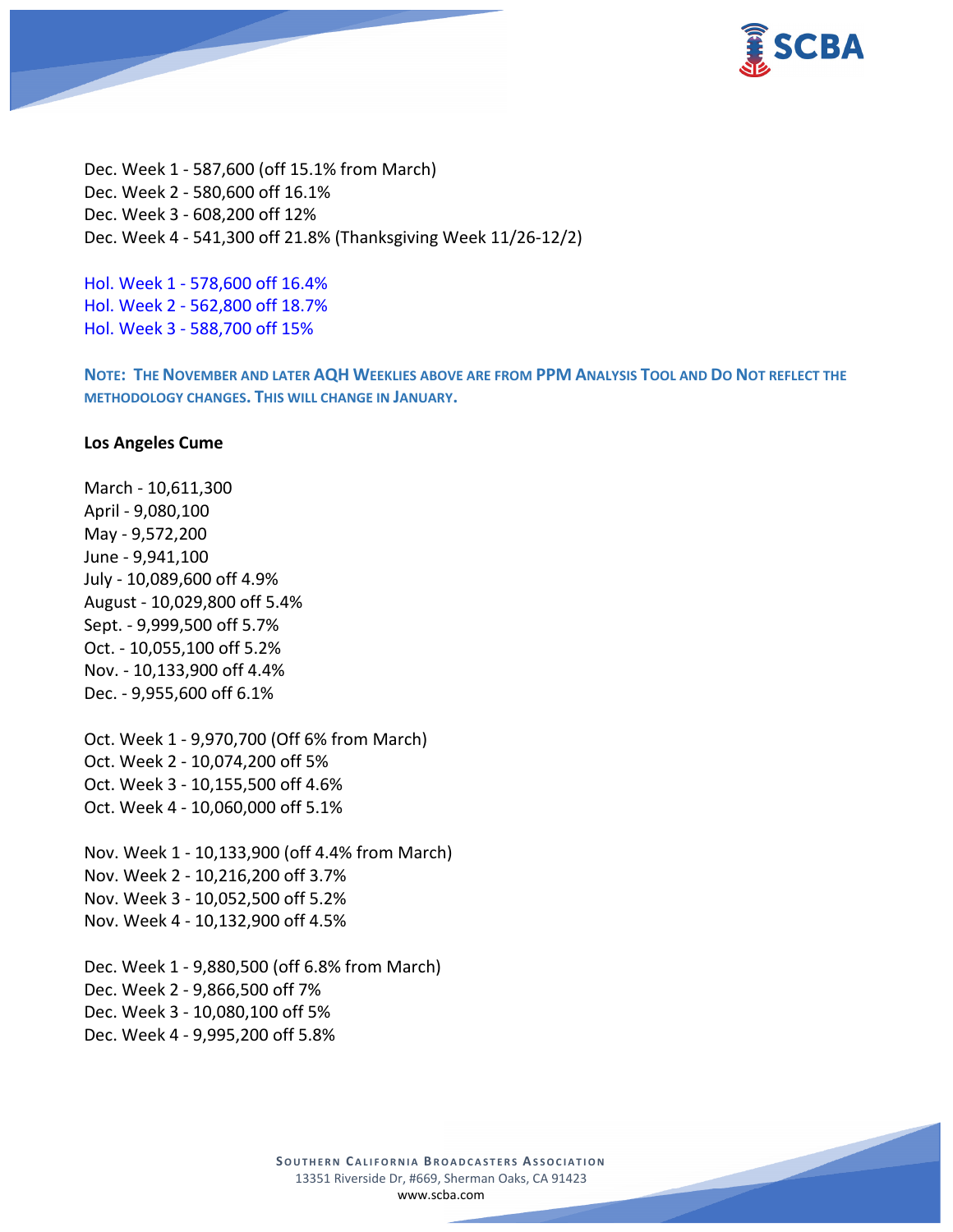Dec. Week 1 - 587,600 (off 15.1% from March)
Dec. Week 2 - 580,600 off 16.1%
Dec. Week 3 - 608,200 off 12%
Dec. Week 4 - 541,300 off 21.8% (Thanksgiving Week 11/26-12/2)

Hol. Week 1 - 578,600 off 16.4%
Hol. Week 2 - 562,800 off 18.7%
Hol. Week 3 - 588,700 off 15%

**NOTE: THE NOVEMBER AND LATER AQH WEEKLIES ABOVE ARE FROM PPM ANALYSIS TOOL AND DO NOT REFLECT THE METHODOLOGY CHANGES. THIS WILL CHANGE IN JANUARY.**

**Los Angeles Cume**

March - 10,611,300
April - 9,080,100
May - 9,572,200
June - 9,941,100
July - 10,089,600 off 4.9%
August - 10,029,800 off 5.4%
Sept. - 9,999,500 off 5.7%
Oct. - 10,055,100 off 5.2%
Nov. - 10,133,900 off 4.4%
Dec. - 9,955,600 off 6.1%

Oct. Week 1 - 9,970,700 (Off 6% from March)
Oct. Week 2 - 10,074,200 off 5%
Oct. Week 3 - 10,155,500 off 4.6%
Oct. Week 4 - 10,060,000 off 5.1%

Nov. Week 1 - 10,133,900 (off 4.4% from March)
Nov. Week 2 - 10,216,200 off 3.7%
Nov. Week 3 - 10,052,500 off 5.2%
Nov. Week 4 - 10,132,900 off 4.5%

Dec. Week 1 - 9,880,500 (off 6.8% from March)
Dec. Week 2 - 9,866,500 off 7%
Dec. Week 3 - 10,080,100 off 5%
Dec. Week 4 - 9,995,200 off 5.8%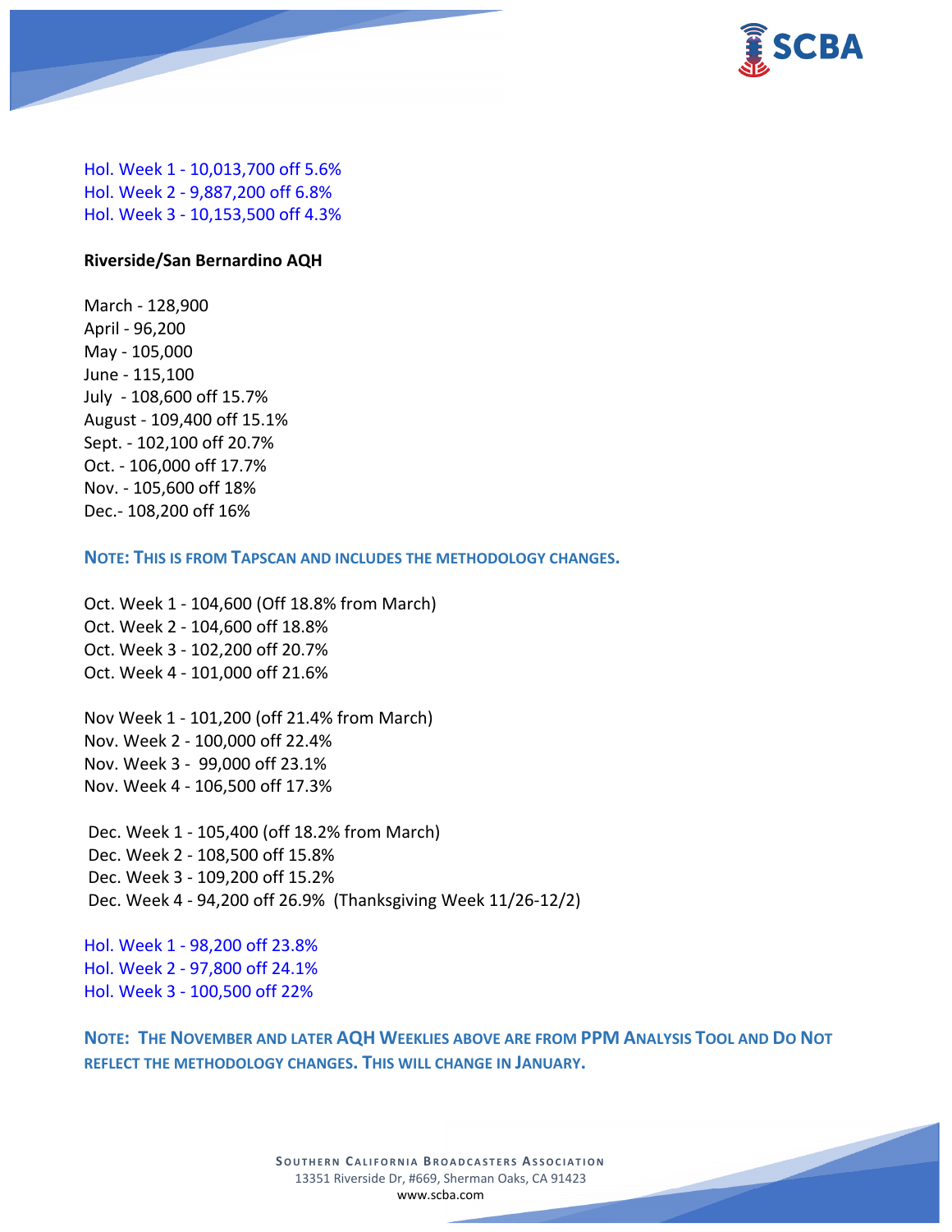Hol. Week 1 - 10,013,700 off 5.6%
Hol. Week 2 - 9,887,200 off 6.8%
Hol. Week 3 - 10,153,500 off 4.3%

**Riverside/San Bernardino AQH**

March - 128,900
April - 96,200
May - 105,000
June - 115,100
July - 108,600 off 15.7%
August - 109,400 off 15.1%
Sept. - 102,100 off 20.7%
Oct. - 106,000 off 17.7%
Nov. - 105,600 off 18%
Dec.- 108,200 off 16%

**NOTE: THIS IS FROM TAPSCAN AND INCLUDES THE METHODOLOGY CHANGES.**

Oct. Week 1 - 104,600 (Off 18.8% from March)
Oct. Week 2 - 104,600 off 18.8%
Oct. Week 3 - 102,200 off 20.7%
Oct. Week 4 - 101,000 off 21.6%

Nov Week 1 - 101,200 (off 21.4% from March)
Nov. Week 2 - 100,000 off 22.4%
Nov. Week 3 - 99,000 off 23.1%
Nov. Week 4 - 106,500 off 17.3%

Dec. Week 1 - 105,400 (off 18.2% from March)
Dec. Week 2 - 108,500 off 15.8%
Dec. Week 3 - 109,200 off 15.2%
Dec. Week 4 - 94,200 off 26.9% (Thanksgiving Week 11/26-12/2)

Hol. Week 1 - 98,200 off 23.8%
Hol. Week 2 - 97,800 off 24.1%
Hol. Week 3 - 100,500 off 22%

**NOTE: THE NOVEMBER AND LATER AQH WEEKLIES ABOVE ARE FROM PPM ANALYSIS TOOL AND DO NOT REFLECT THE METHODOLOGY CHANGES. THIS WILL CHANGE IN JANUARY.**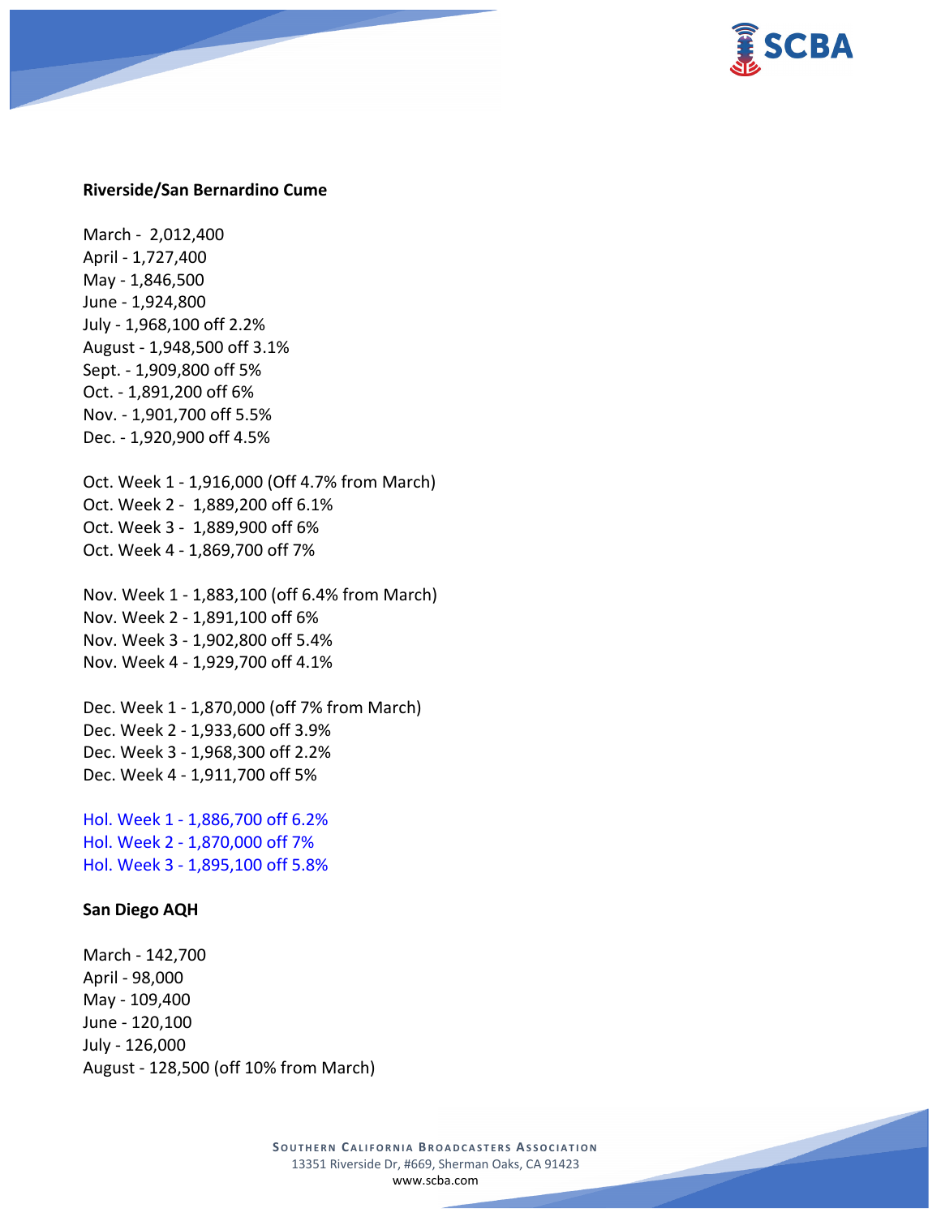**Riverside/San Bernardino Cume**

March - 2,012,400
April - 1,727,400
May - 1,846,500
June - 1,924,800
July - 1,968,100 off 2.2%
August - 1,948,500 off 3.1%
Sept. - 1,909,800 off 5%
Oct. - 1,891,200 off 6%
Nov. - 1,901,700 off 5.5%
Dec. - 1,920,900 off 4.5%

Oct. Week 1 - 1,916,000 (Off 4.7% from March)
Oct. Week 2 - 1,889,200 off 6.1%
Oct. Week 3 - 1,889,900 off 6%
Oct. Week 4 - 1,869,700 off 7%

Nov. Week 1 - 1,883,100 (off 6.4% from March)
Nov. Week 2 - 1,891,100 off 6%
Nov. Week 3 - 1,902,800 off 5.4%
Nov. Week 4 - 1,929,700 off 4.1%

Dec. Week 1 - 1,870,000 (off 7% from March)
Dec. Week 2 - 1,933,600 off 3.9%
Dec. Week 3 - 1,968,300 off 2.2%
Dec. Week 4 - 1,911,700 off 5%

Hol. Week 1 - 1,886,700 off 6.2%
Hol. Week 2 - 1,870,000 off 7%
Hol. Week 3 - 1,895,100 off 5.8%

**San Diego AQH**

March - 142,700
April - 98,000
May - 109,400
June - 120,100
July - 126,000
August - 128,500 (off 10% from March)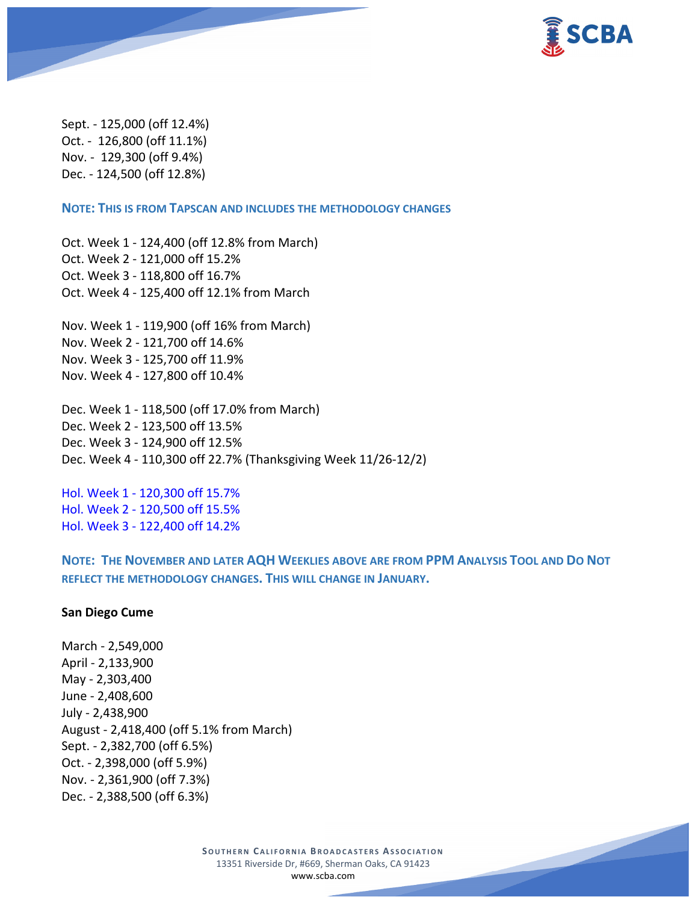Sept. - 125,000 (off 12.4%)
Oct. - 126,800 (off 11.1%)
Nov. - 129,300 (off 9.4%)
Dec. - 124,500 (off 12.8%)

**NOTE: THIS IS FROM TAPSCAN AND INCLUDES THE METHODOLOGY CHANGES**

Oct. Week 1 - 124,400 (off 12.8% from March)
Oct. Week 2 - 121,000 off 15.2%
Oct. Week 3 - 118,800 off 16.7%
Oct. Week 4 - 125,400 off 12.1% from March

Nov. Week 1 - 119,900 (off 16% from March)
Nov. Week 2 - 121,700 off 14.6%
Nov. Week 3 - 125,700 off 11.9%
Nov. Week 4 - 127,800 off 10.4%

Dec. Week 1 - 118,500 (off 17.0% from March)
Dec. Week 2 - 123,500 off 13.5%
Dec. Week 3 - 124,900 off 12.5%
Dec. Week 4 - 110,300 off 22.7% (Thanksgiving Week 11/26-12/2)

Hol. Week 1 - 120,300 off 15.7%
Hol. Week 2 - 120,500 off 15.5%
Hol. Week 3 - 122,400 off 14.2%

**NOTE: THE NOVEMBER AND LATER AQH WEEKLIES ABOVE ARE FROM PPM ANALYSIS TOOL AND DO NOT REFLECT THE METHODOLOGY CHANGES. THIS WILL CHANGE IN JANUARY.**

**San Diego Cume**

March - 2,549,000
April - 2,133,900
May - 2,303,400
June - 2,408,600
July - 2,438,900
August - 2,418,400 (off 5.1% from March)
Sept. - 2,382,700 (off 6.5%)
Oct. - 2,398,000 (off 5.9%)
Nov. - 2,361,900 (off 7.3%)
Dec. - 2,388,500 (off 6.3%)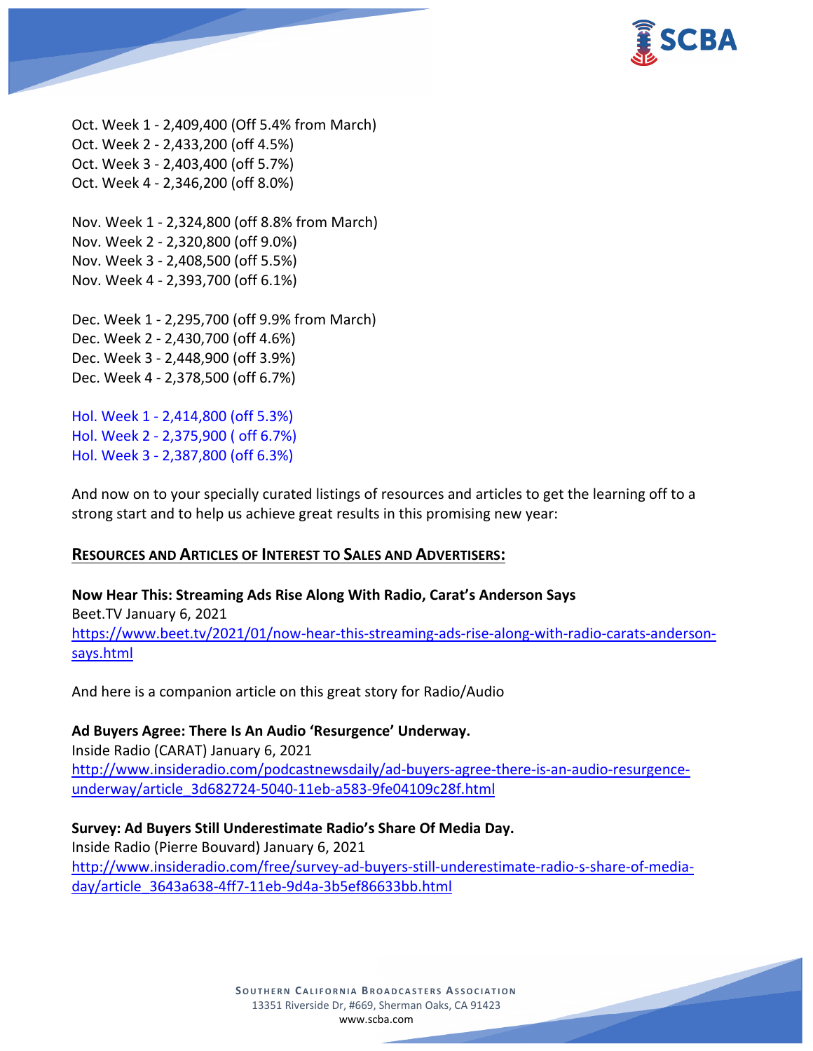Oct. Week 1 - 2,409,400 (Off 5.4% from March)
Oct. Week 2 - 2,433,200 (off 4.5%)
Oct. Week 3 - 2,403,400 (off 5.7%)
Oct. Week 4 - 2,346,200 (off 8.0%)

Nov. Week 1 - 2,324,800 (off 8.8% from March)
Nov. Week 2 - 2,320,800 (off 9.0%)
Nov. Week 3 - 2,408,500 (off 5.5%)
Nov. Week 4 - 2,393,700 (off 6.1%)

Dec. Week 1 - 2,295,700 (off 9.9% from March)
Dec. Week 2 - 2,430,700 (off 4.6%)
Dec. Week 3 - 2,448,900 (off 3.9%)
Dec. Week 4 - 2,378,500 (off 6.7%)

Hol. Week 1 - 2,414,800 (off 5.3%)
Hol. Week 2 - 2,375,900 ( off 6.7%)
Hol. Week 3 - 2,387,800 (off 6.3%)

And now on to your specially curated listings of resources and articles to get the learning off to a strong start and to help us achieve great results in this promising new year:

## RESOURCES AND ARTICLES OF INTEREST TO SALES AND ADVERTISERS:

**Now Hear This: Streaming Ads Rise Along With Radio, Carat's Anderson Says**
Beet.TV January 6, 2021
https://www.beet.tv/2021/01/now-hear-this-streaming-ads-rise-along-with-radio-carats-anderson-says.html

And here is a companion article on this great story for Radio/Audio

**Ad Buyers Agree: There Is An Audio 'Resurgence' Underway.**
Inside Radio (CARAT) January 6, 2021
http://www.insideradio.com/podcastnewsdaily/ad-buyers-agree-there-is-an-audio-resurgence-underway/article_3d682724-5040-11eb-a583-9fe04109c28f.html

**Survey: Ad Buyers Still Underestimate Radio's Share Of Media Day.**
Inside Radio (Pierre Bouvard) January 6, 2021
http://www.insideradio.com/free/survey-ad-buyers-still-underestimate-radio-s-share-of-media-day/article_3643a638-4ff7-11eb-9d4a-3b5ef86633bb.html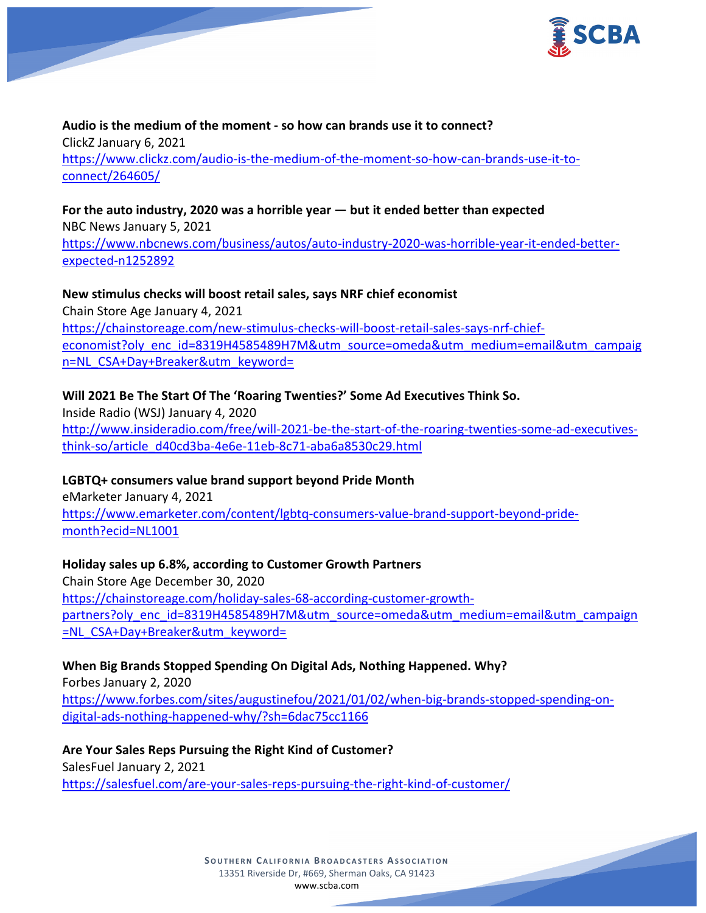**Audio is the medium of the moment - so how can brands use it to connect?**
ClickZ January 6, 2021
https://www.clickz.com/audio-is-the-medium-of-the-moment-so-how-can-brands-use-it-to-connect/264605/

**For the auto industry, 2020 was a horrible year — but it ended better than expected**
NBC News January 5, 2021
https://www.nbcnews.com/business/autos/auto-industry-2020-was-horrible-year-it-ended-better-expected-n1252892

**New stimulus checks will boost retail sales, says NRF chief economist**
Chain Store Age January 4, 2021
https://chainstoreage.com/new-stimulus-checks-will-boost-retail-sales-says-nrf-chief-economist?oly_enc_id=8319H4585489H7M&utm_source=omeda&utm_medium=email&utm_campaign=NL_CSA+Day+Breaker&utm_keyword=

**Will 2021 Be The Start Of The 'Roaring Twenties?' Some Ad Executives Think So.**
Inside Radio (WSJ) January 4, 2020
http://www.insideradio.com/free/will-2021-be-the-start-of-the-roaring-twenties-some-ad-executives-think-so/article_d40cd3ba-4e6e-11eb-8c71-aba6a8530c29.html

**LGBTQ+ consumers value brand support beyond Pride Month**
eMarketer January 4, 2021
https://www.emarketer.com/content/lgbtq-consumers-value-brand-support-beyond-pride-month?ecid=NL1001

**Holiday sales up 6.8%, according to Customer Growth Partners**
Chain Store Age December 30, 2020
https://chainstoreage.com/holiday-sales-68-according-customer-growth-partners?oly_enc_id=8319H4585489H7M&utm_source=omeda&utm_medium=email&utm_campaign=NL_CSA+Day+Breaker&utm_keyword=

**When Big Brands Stopped Spending On Digital Ads, Nothing Happened. Why?**
Forbes January 2, 2020
https://www.forbes.com/sites/augustinefou/2021/01/02/when-big-brands-stopped-spending-on-digital-ads-nothing-happened-why/?sh=6dac75cc1166

**Are Your Sales Reps Pursuing the Right Kind of Customer?**
SalesFuel January 2, 2021
https://salesfuel.com/are-your-sales-reps-pursuing-the-right-kind-of-customer/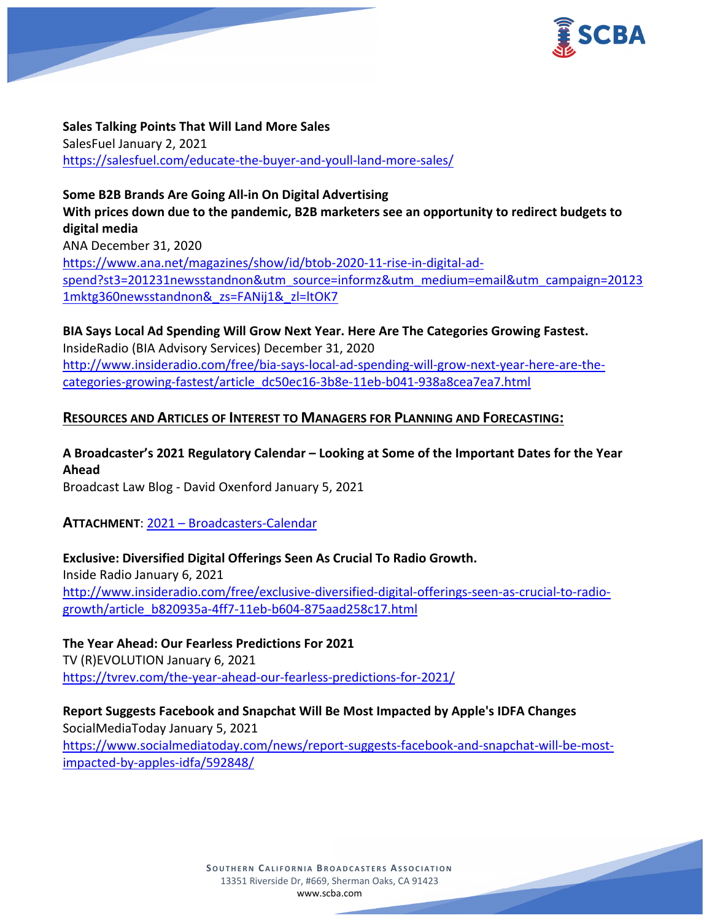**Sales Talking Points That Will Land More Sales**
SalesFuel January 2, 2021
https://salesfuel.com/educate-the-buyer-and-youll-land-more-sales/

**Some B2B Brands Are Going All-in On Digital Advertising**
**With prices down due to the pandemic, B2B marketers see an opportunity to redirect budgets to digital media**
ANA December 31, 2020
https://www.ana.net/magazines/show/id/btob-2020-11-rise-in-digital-ad-spend?st3=201231newsstandnon&utm_source=informz&utm_medium=email&utm_campaign=201231mktg360newsstandnon&_zs=FANij1&_zl=ltOK7

**BIA Says Local Ad Spending Will Grow Next Year. Here Are The Categories Growing Fastest.**
InsideRadio (BIA Advisory Services) December 31, 2020
http://www.insideradio.com/free/bia-says-local-ad-spending-will-grow-next-year-here-are-the-categories-growing-fastest/article_dc50ec16-3b8e-11eb-b041-938a8cea7ea7.html

## RESOURCES AND ARTICLES OF INTEREST TO MANAGERS FOR PLANNING AND FORECASTING:

**A Broadcaster's 2021 Regulatory Calendar – Looking at Some of the Important Dates for the Year Ahead**
Broadcast Law Blog - David Oxenford January 5, 2021

**ATTACHMENT**: 2021 – Broadcasters-Calendar

**Exclusive: Diversified Digital Offerings Seen As Crucial To Radio Growth.**
Inside Radio January 6, 2021
http://www.insideradio.com/free/exclusive-diversified-digital-offerings-seen-as-crucial-to-radio-growth/article_b820935a-4ff7-11eb-b604-875aad258c17.html

**The Year Ahead: Our Fearless Predictions For 2021**
TV (R)EVOLUTION January 6, 2021
https://tvrev.com/the-year-ahead-our-fearless-predictions-for-2021/

**Report Suggests Facebook and Snapchat Will Be Most Impacted by Apple's IDFA Changes**
SocialMediaToday January 5, 2021
https://www.socialmediatoday.com/news/report-suggests-facebook-and-snapchat-will-be-most-impacted-by-apples-idfa/592848/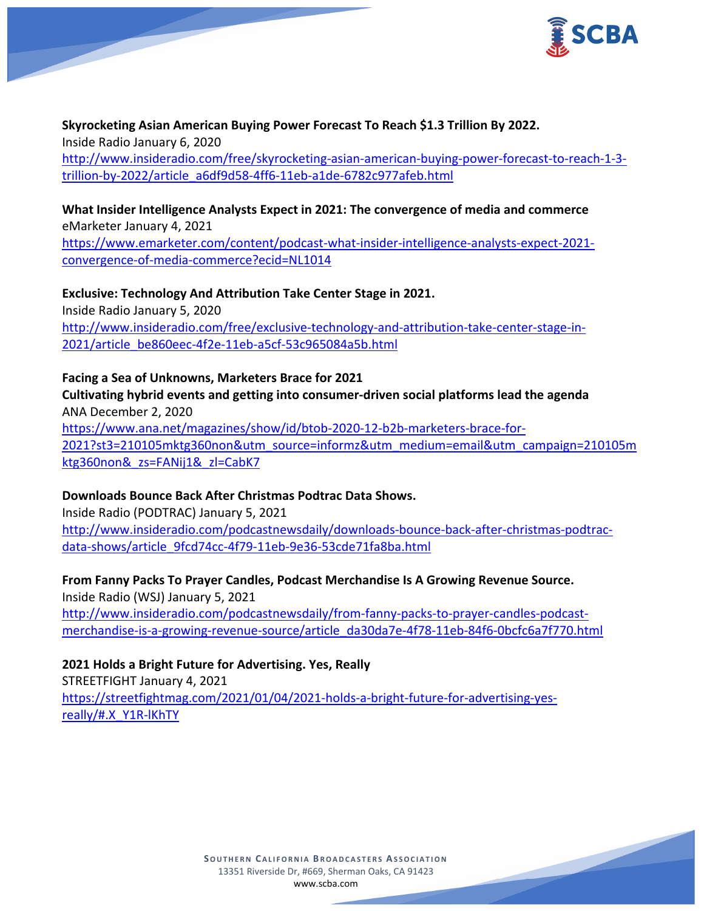**Skyrocketing Asian American Buying Power Forecast To Reach $1.3 Trillion By 2022.**
Inside Radio January 6, 2020
http://www.insideradio.com/free/skyrocketing-asian-american-buying-power-forecast-to-reach-1-3-trillion-by-2022/article_a6df9d58-4ff6-11eb-a1de-6782c977afeb.html

**What Insider Intelligence Analysts Expect in 2021: The convergence of media and commerce**
eMarketer January 4, 2021
https://www.emarketer.com/content/podcast-what-insider-intelligence-analysts-expect-2021-convergence-of-media-commerce?ecid=NL1014

**Exclusive: Technology And Attribution Take Center Stage in 2021.**
Inside Radio January 5, 2020
http://www.insideradio.com/free/exclusive-technology-and-attribution-take-center-stage-in-2021/article_be860eec-4f2e-11eb-a5cf-53c965084a5b.html

**Facing a Sea of Unknowns, Marketers Brace for 2021**
**Cultivating hybrid events and getting into consumer-driven social platforms lead the agenda**
ANA December 2, 2020
https://www.ana.net/magazines/show/id/btob-2020-12-b2b-marketers-brace-for-2021?st3=210105mktg360non&utm_source=informz&utm_medium=email&utm_campaign=210105mktg360non&_zs=FANij1&_zl=CabK7

**Downloads Bounce Back After Christmas Podtrac Data Shows.**
Inside Radio (PODTRAC) January 5, 2021
http://www.insideradio.com/podcastnewsdaily/downloads-bounce-back-after-christmas-podtrac-data-shows/article_9fcd74cc-4f79-11eb-9e36-53cde71fa8ba.html

**From Fanny Packs To Prayer Candles, Podcast Merchandise Is A Growing Revenue Source.**
Inside Radio (WSJ) January 5, 2021
http://www.insideradio.com/podcastnewsdaily/from-fanny-packs-to-prayer-candles-podcast-merchandise-is-a-growing-revenue-source/article_da30da7e-4f78-11eb-84f6-0bcfc6a7f770.html

**2021 Holds a Bright Future for Advertising. Yes, Really**
STREETFIGHT January 4, 2021
https://streetfightmag.com/2021/01/04/2021-holds-a-bright-future-for-advertising-yes-really/#.X_Y1R-lKhTY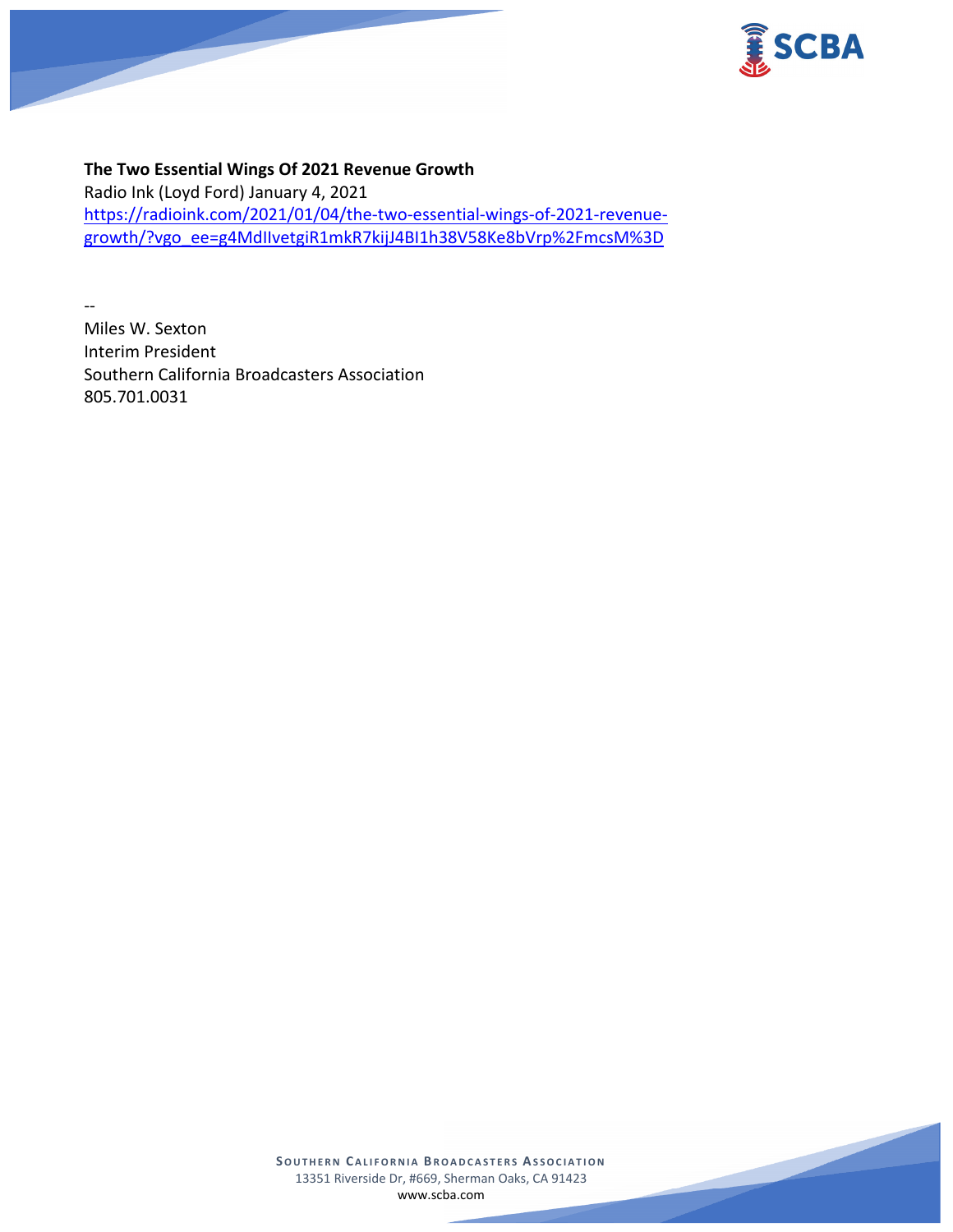**The Two Essential Wings Of 2021 Revenue Growth**

Radio Ink (Loyd Ford) January 4, 2021

[https://radioink.com/2021/01/04/the-two-essential-wings-of-2021-revenue-growth/?vgo_ee=g4MdIIvetgiR1mkR7kijJ4BI1h38V58Ke8bVrp%2FmcsM%3D](https://radioink.com/2021/01/04/the-two-essential-wings-of-2021-revenue-growth/?vgo_ee=g4MdIIvetgiR1mkR7kijJ4BI1h38V58Ke8bVrp%2FmcsM%3D)

--

Miles W. Sexton
Interim President
Southern California Broadcasters Association
805.701.0031